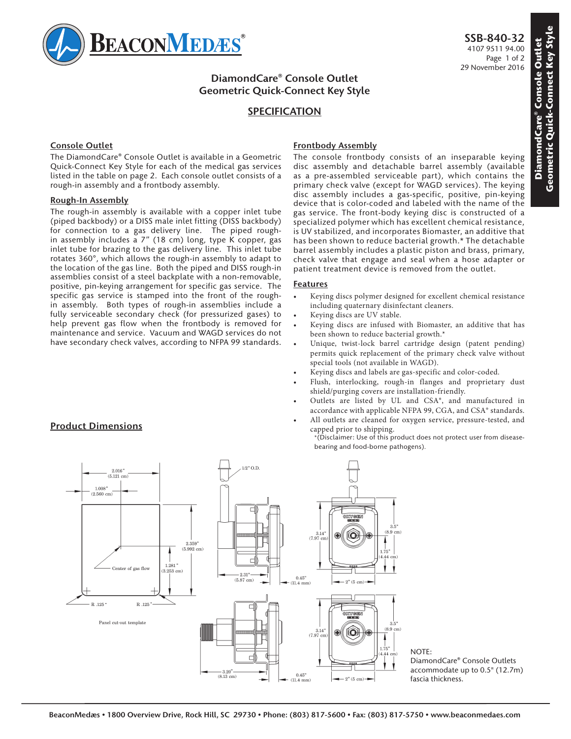**BeaconMedæs®**

**SSB-840-32**
4107 9511 94.00
29 November 2016

# DiamondCare® Console Outlet Geometric Quick-Connect Key Style

## SPECIFICATION

### Console Outlet

The DiamondCare® Console Outlet is available in a Geometric Quick-Connect Key Style for each of the medical gas services listed in the table on page 2. Each console outlet consists of a rough-in assembly and a frontbody assembly.

### Rough-In Assembly

The rough-in assembly is available with a copper inlet tube (piped backbody) or a DISS male inlet fitting (DISS backbody) for connection to a gas delivery line. The piped rough-in assembly includes a 7" (18 cm) long, type K copper, gas inlet tube for brazing to the gas delivery line. This inlet tube rotates 360°, which allows the rough-in assembly to adapt to the location of the gas line. Both the piped and DISS rough-in assemblies consist of a steel backplate with a non-removable, positive, pin-keying arrangement for specific gas service. The specific gas service is stamped into the front of the rough-in assembly. Both types of rough-in assemblies include a fully serviceable secondary check (for pressurized gases) to help prevent gas flow when the frontbody is removed for maintenance and service. Vacuum and WAGD services do not have secondary check valves, according to NFPA 99 standards.

### Frontbody Assembly

The console frontbody consists of an inseparable keying disc assembly and detachable barrel assembly (available as a pre-assembled serviceable part), which contains the primary check valve (except for WAGD services). The keying disc assembly includes a gas-specific, positive, pin-keying device that is color-coded and labeled with the name of the gas service. The front-body keying disc is constructed of a specialized polymer which has excellent chemical resistance, is UV stabilized, and incorporates Biomaster, an additive that has been shown to reduce bacterial growth.* The detachable barrel assembly includes a plastic piston and brass, primary, check valve that engage and seal when a hose adapter or patient treatment device is removed from the outlet.

### Features

- Keying discs polymer designed for excellent chemical resistance including quaternary disinfectant cleaners.
- Keying discs are UV stable.
- Keying discs are infused with Biomaster, an additive that has been shown to reduce bacterial growth.*
- Unique, twist-lock barrel cartridge design (patent pending) permits quick replacement of the primary check valve without special tools (not available in WAGD).
- Keying discs and labels are gas-specific and color-coded.
- Flush, interlocking, rough-in flanges and proprietary dust shield/purging covers are installation-friendly.
- Outlets are listed by UL and CSA®, and manufactured in accordance with applicable NFPA 99, CGA, and CSA® standards.
- All outlets are cleaned for oxygen service, pressure-tested, and capped prior to shipping.

*(Disclaimer: Use of this product does not protect user from disease-bearing and food-borne pathogens).

### Product Dimensions

Panel cut-out template: 2.016" (5.121 cm) wide; 1.008" (2.560 cm) to center; 2.359" (5.992 cm) high; center of gas flow at 1.281" (3.253 cm); corners R .125".

Piped backbody: 1/2" O.D.; 2.31" (5.87 cm); 0.45" (11.4 mm); 3.14" (7.97 cm); 3.5" (8.9 cm); 1.75" (4.44 cm); 2" (5 cm).

DISS backbody: 3.20" (8.13 cm); 0.45" (11.4 mm); 3.14" (7.97 cm); 3.5" (8.9 cm); 1.75" (4.44 cm); 2" (5 cm).

NOTE: DiamondCare® Console Outlets accommodate up to 0.5" (12.7m) fascia thickness.

BeaconMedæs • 1800 Overview Drive, Rock Hill, SC 29730 • Phone: (803) 817-5600 • Fax: (803) 817-5750 • www.beaconmedaes.com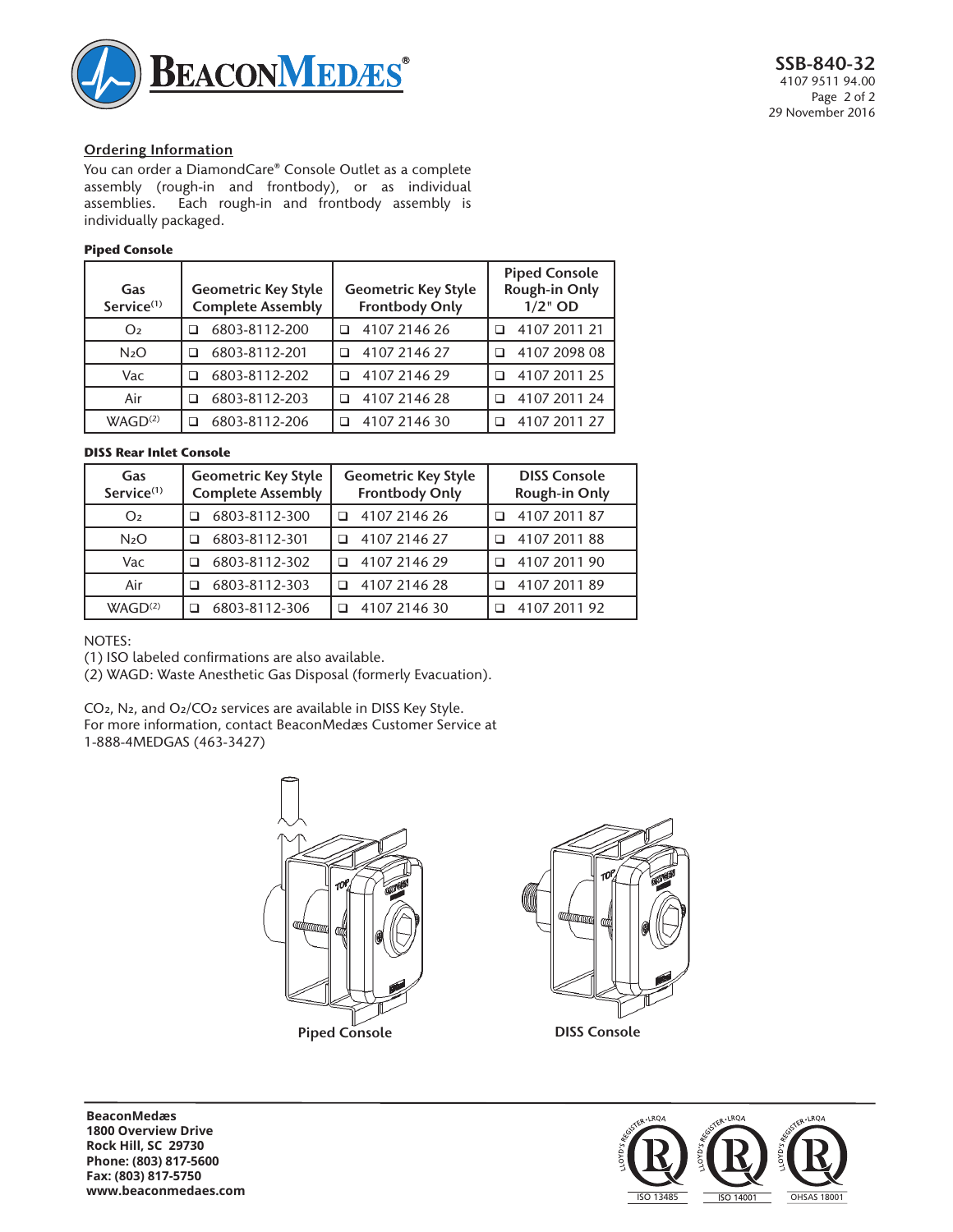## Ordering Information

You can order a DiamondCare® Console Outlet as a complete assembly (rough-in and frontbody), or as individual assemblies. Each rough-in and frontbody assembly is individually packaged.

**Piped Console**

| Gas Service[(1)] | Geometric Key Style Complete Assembly | Geometric Key Style Frontbody Only | Piped Console Rough-in Only 1/2" OD |
|---|---|---|---|
| $O_2$ | ❑ 6803-8112-200 | ❑ 4107 2146 26 | ❑ 4107 2011 21 |
| $N_2O$ | ❑ 6803-8112-201 | ❑ 4107 2146 27 | ❑ 4107 2098 08 |
| Vac | ❑ 6803-8112-202 | ❑ 4107 2146 29 | ❑ 4107 2011 25 |
| Air | ❑ 6803-8112-203 | ❑ 4107 2146 28 | ❑ 4107 2011 24 |
| WAGD[(2)] | ❑ 6803-8112-206 | ❑ 4107 2146 30 | ❑ 4107 2011 27 |

**DISS Rear Inlet Console**

| Gas Service[(1)] | Geometric Key Style Complete Assembly | Geometric Key Style Frontbody Only | DISS Console Rough-in Only |
|---|---|---|---|
| $O_2$ | ❑ 6803-8112-300 | ❑ 4107 2146 26 | ❑ 4107 2011 87 |
| $N_2O$ | ❑ 6803-8112-301 | ❑ 4107 2146 27 | ❑ 4107 2011 88 |
| Vac | ❑ 6803-8112-302 | ❑ 4107 2146 29 | ❑ 4107 2011 90 |
| Air | ❑ 6803-8112-303 | ❑ 4107 2146 28 | ❑ 4107 2011 89 |
| WAGD[(2)] | ❑ 6803-8112-306 | ❑ 4107 2146 30 | ❑ 4107 2011 92 |

NOTES:
(1) ISO labeled confirmations are also available.
(2) WAGD: Waste Anesthetic Gas Disposal (formerly Evacuation).

$CO_2$, $N_2$, and $O_2/CO_2$ services are available in DISS Key Style.
For more information, contact BeaconMedæs Customer Service at 1-888-4MEDGAS (463-3427)

Piped Console

DISS Console

**BeaconMedæs**
**1800 Overview Drive**
**Rock Hill, SC 29730**
**Phone: (803) 817-5600**
**Fax: (803) 817-5750**
**www.beaconmedaes.com**

ISO 13485 ISO 14001 OHSAS 18001